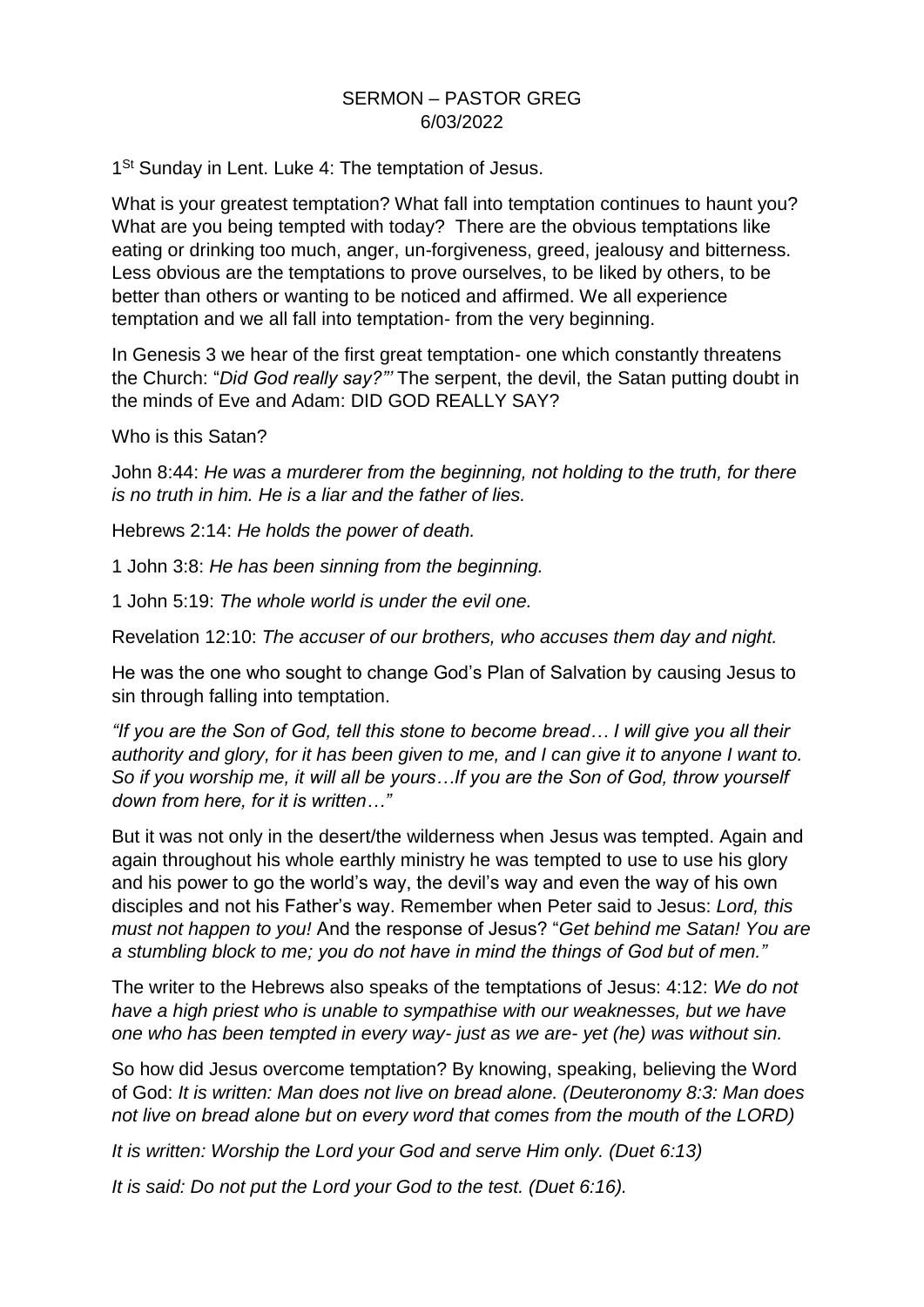# SERMON – PASTOR GREG
# 6/03/2022

1[St] Sunday in Lent. Luke 4: The temptation of Jesus.

What is your greatest temptation? What fall into temptation continues to haunt you? What are you being tempted with today? There are the obvious temptations like eating or drinking too much, anger, un-forgiveness, greed, jealousy and bitterness. Less obvious are the temptations to prove ourselves, to be liked by others, to be better than others or wanting to be noticed and affirmed. We all experience temptation and we all fall into temptation- from the very beginning.

In Genesis 3 we hear of the first great temptation- one which constantly threatens the Church: "*Did God really say?"'* The serpent, the devil, the Satan putting doubt in the minds of Eve and Adam: DID GOD REALLY SAY?

Who is this Satan?

John 8:44: *He was a murderer from the beginning, not holding to the truth, for there is no truth in him. He is a liar and the father of lies.*

Hebrews 2:14: *He holds the power of death.*

1 John 3:8: *He has been sinning from the beginning.*

1 John 5:19: *The whole world is under the evil one.*

Revelation 12:10: *The accuser of our brothers, who accuses them day and night.*

He was the one who sought to change God's Plan of Salvation by causing Jesus to sin through falling into temptation.

*"If you are the Son of God, tell this stone to become bread… I will give you all their authority and glory, for it has been given to me, and I can give it to anyone I want to. So if you worship me, it will all be yours…If you are the Son of God, throw yourself down from here, for it is written…"*

But it was not only in the desert/the wilderness when Jesus was tempted. Again and again throughout his whole earthly ministry he was tempted to use to use his glory and his power to go the world's way, the devil's way and even the way of his own disciples and not his Father's way. Remember when Peter said to Jesus: *Lord, this must not happen to you!* And the response of Jesus? "*Get behind me Satan! You are a stumbling block to me; you do not have in mind the things of God but of men."*

The writer to the Hebrews also speaks of the temptations of Jesus: 4:12: *We do not have a high priest who is unable to sympathise with our weaknesses, but we have one who has been tempted in every way- just as we are- yet (he) was without sin.*

So how did Jesus overcome temptation? By knowing, speaking, believing the Word of God: *It is written: Man does not live on bread alone. (Deuteronomy 8:3: Man does not live on bread alone but on every word that comes from the mouth of the LORD)*

*It is written: Worship the Lord your God and serve Him only. (Duet 6:13)*

*It is said: Do not put the Lord your God to the test. (Duet 6:16).*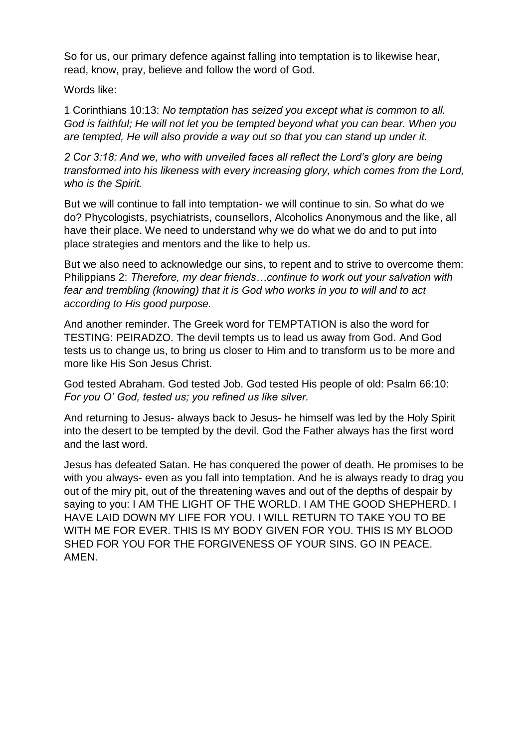So for us, our primary defence against falling into temptation is to likewise hear, read, know, pray, believe and follow the word of God.

Words like:

1 Corinthians 10:13: *No temptation has seized you except what is common to all. God is faithful; He will not let you be tempted beyond what you can bear. When you are tempted, He will also provide a way out so that you can stand up under it.*

*2 Cor 3:18: And we, who with unveiled faces all reflect the Lord's glory are being transformed into his likeness with every increasing glory, which comes from the Lord, who is the Spirit.*

But we will continue to fall into temptation- we will continue to sin. So what do we do? Phycologists, psychiatrists, counsellors, Alcoholics Anonymous and the like, all have their place. We need to understand why we do what we do and to put into place strategies and mentors and the like to help us.

But we also need to acknowledge our sins, to repent and to strive to overcome them: Philippians 2: *Therefore, my dear friends…continue to work out your salvation with fear and trembling (knowing) that it is God who works in you to will and to act according to His good purpose.*

And another reminder. The Greek word for TEMPTATION is also the word for TESTING: PEIRADZO. The devil tempts us to lead us away from God. And God tests us to change us, to bring us closer to Him and to transform us to be more and more like His Son Jesus Christ.

God tested Abraham. God tested Job. God tested His people of old: Psalm 66:10: *For you O' God, tested us; you refined us like silver.*

And returning to Jesus- always back to Jesus- he himself was led by the Holy Spirit into the desert to be tempted by the devil. God the Father always has the first word and the last word.

Jesus has defeated Satan. He has conquered the power of death. He promises to be with you always- even as you fall into temptation. And he is always ready to drag you out of the miry pit, out of the threatening waves and out of the depths of despair by saying to you: I AM THE LIGHT OF THE WORLD. I AM THE GOOD SHEPHERD. I HAVE LAID DOWN MY LIFE FOR YOU. I WILL RETURN TO TAKE YOU TO BE WITH ME FOR EVER. THIS IS MY BODY GIVEN FOR YOU. THIS IS MY BLOOD SHED FOR YOU FOR THE FORGIVENESS OF YOUR SINS. GO IN PEACE. AMEN.